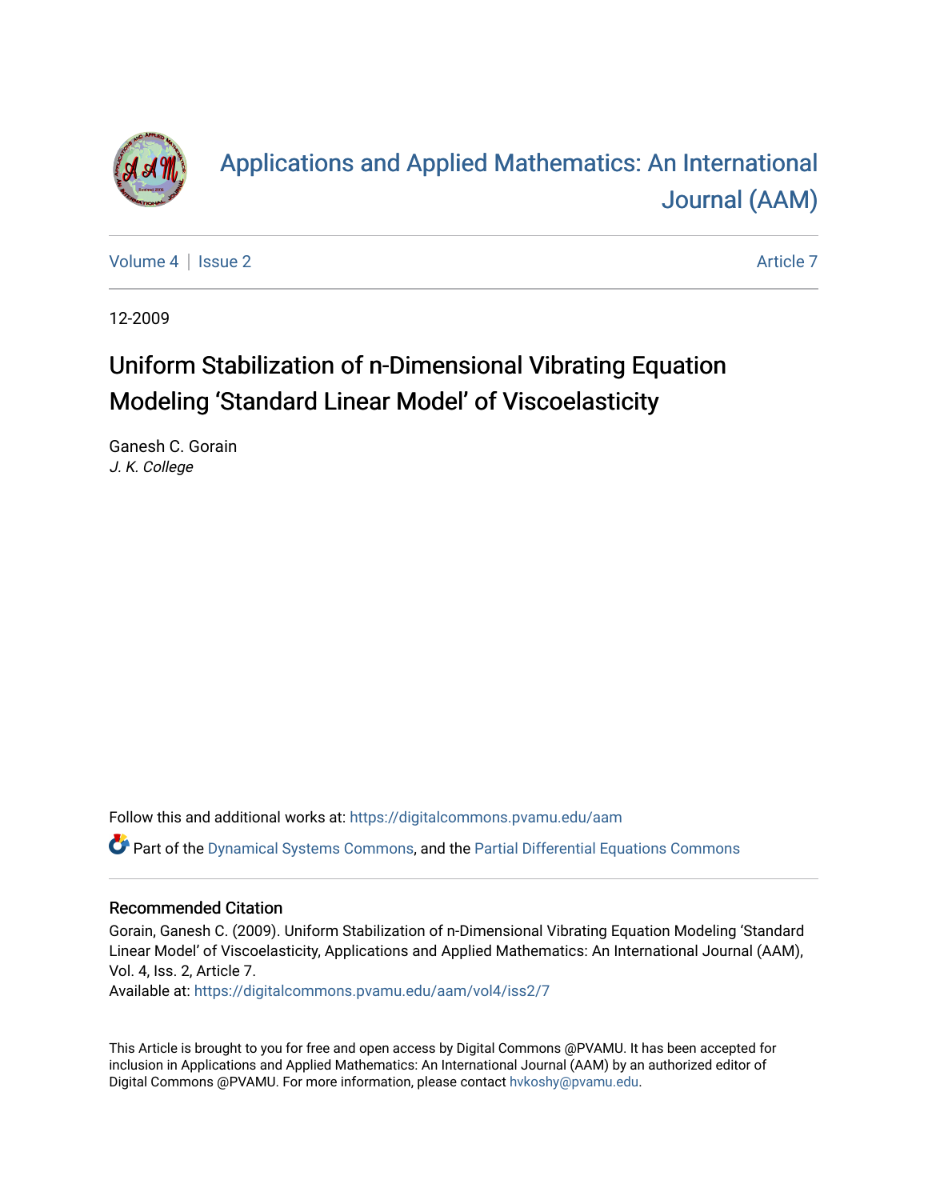# Applications and Applied Mathematics: An International Journal (AAM)

Volume 4 | Issue 2 | Article 7

12-2009

## Uniform Stabilization of n-Dimensional Vibrating Equation Modeling 'Standard Linear Model' of Viscoelasticity

Ganesh C. Gorain
*J. K. College*

Follow this and additional works at: https://digitalcommons.pvamu.edu/aam

Part of the Dynamical Systems Commons, and the Partial Differential Equations Commons

### Recommended Citation

Gorain, Ganesh C. (2009). Uniform Stabilization of n-Dimensional Vibrating Equation Modeling 'Standard Linear Model' of Viscoelasticity, Applications and Applied Mathematics: An International Journal (AAM), Vol. 4, Iss. 2, Article 7.
Available at: https://digitalcommons.pvamu.edu/aam/vol4/iss2/7

This Article is brought to you for free and open access by Digital Commons @PVAMU. It has been accepted for inclusion in Applications and Applied Mathematics: An International Journal (AAM) by an authorized editor of Digital Commons @PVAMU. For more information, please contact hvkoshy@pvamu.edu.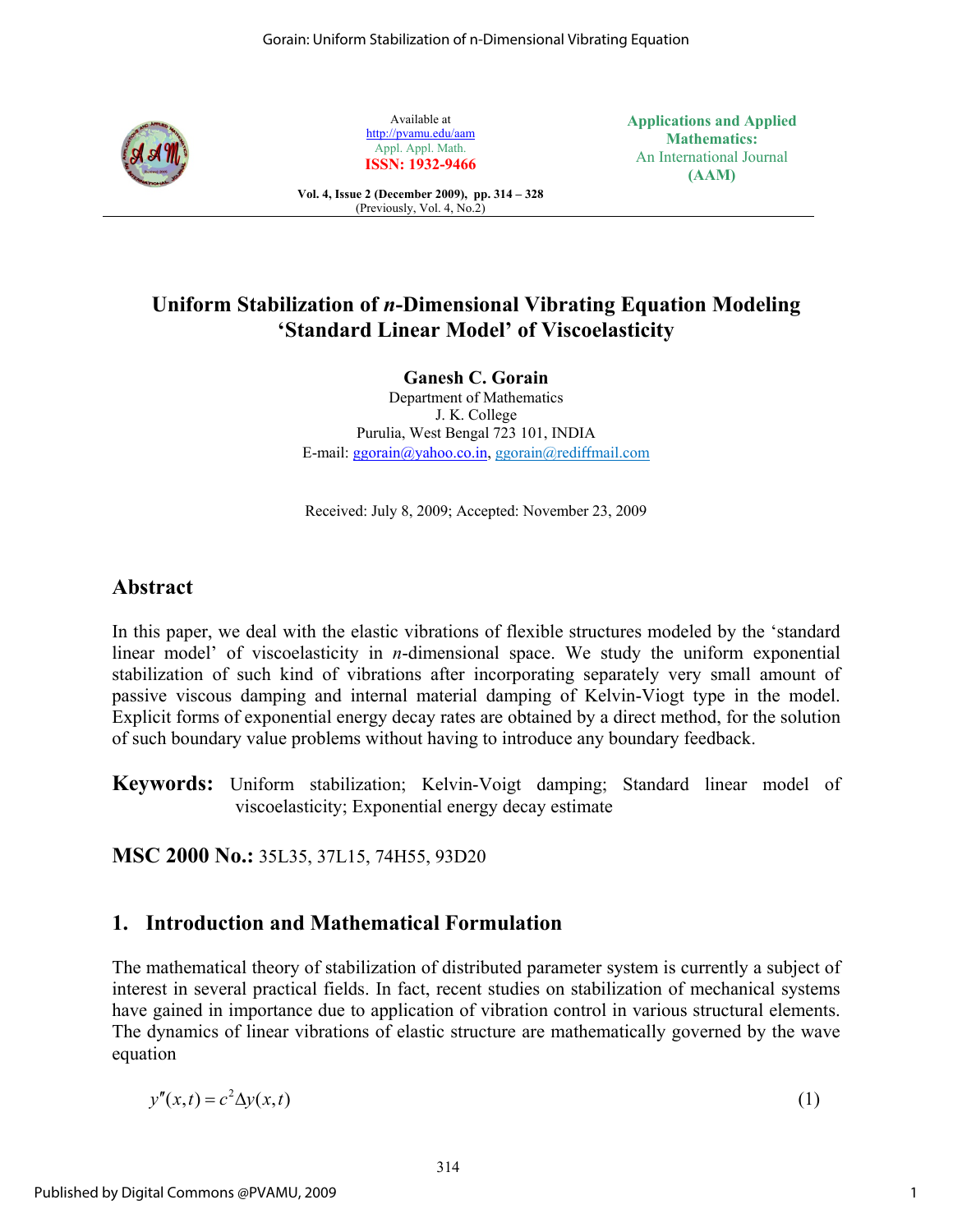Available at http://pvamu.edu/aam
Appl. Appl. Math.
**ISSN: 1932-9466**

**Applications and Applied Mathematics: An International Journal (AAM)**

**Vol. 4, Issue 2 (December 2009), pp. 314 – 328**
(Previously, Vol. 4, No.2)

# Uniform Stabilization of *n*-Dimensional Vibrating Equation Modeling 'Standard Linear Model' of Viscoelasticity

**Ganesh C. Gorain**
Department of Mathematics
J. K. College
Purulia, West Bengal 723 101, INDIA
E-mail: ggorain@yahoo.co.in, ggorain@rediffmail.com

Received: July 8, 2009; Accepted: November 23, 2009

## Abstract

In this paper, we deal with the elastic vibrations of flexible structures modeled by the 'standard linear model' of viscoelasticity in *n*-dimensional space. We study the uniform exponential stabilization of such kind of vibrations after incorporating separately very small amount of passive viscous damping and internal material damping of Kelvin-Viogt type in the model. Explicit forms of exponential energy decay rates are obtained by a direct method, for the solution of such boundary value problems without having to introduce any boundary feedback.

**Keywords:** Uniform stabilization; Kelvin-Voigt damping; Standard linear model of viscoelasticity; Exponential energy decay estimate

**MSC 2000 No.:** 35L35, 37L15, 74H55, 93D20

## 1. Introduction and Mathematical Formulation

The mathematical theory of stabilization of distributed parameter system is currently a subject of interest in several practical fields. In fact, recent studies on stabilization of mechanical systems have gained in importance due to application of vibration control in various structural elements. The dynamics of linear vibrations of elastic structure are mathematically governed by the wave equation

$$y''(x,t) = c^2 \Delta y(x,t) \tag{1}$$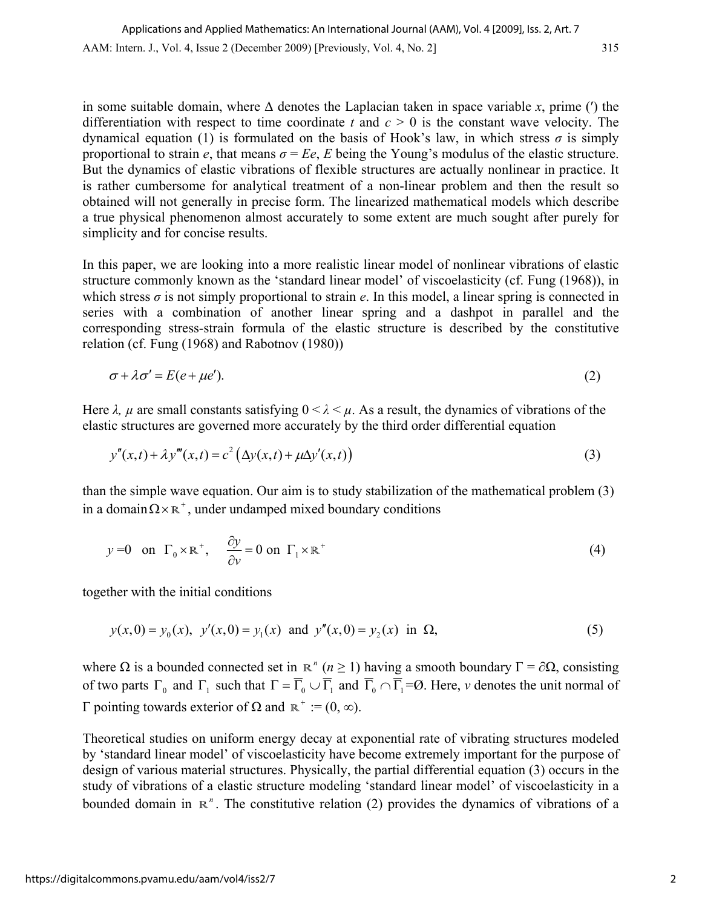in some suitable domain, where $\Delta$ denotes the Laplacian taken in space variable $x$, prime ($'$) the differentiation with respect to time coordinate $t$ and $c > 0$ is the constant wave velocity. The dynamical equation (1) is formulated on the basis of Hook's law, in which stress $\sigma$ is simply proportional to strain $e$, that means $\sigma = Ee$, $E$ being the Young's modulus of the elastic structure. But the dynamics of elastic vibrations of flexible structures are actually nonlinear in practice. It is rather cumbersome for analytical treatment of a non-linear problem and then the result so obtained will not generally in precise form. The linearized mathematical models which describe a true physical phenomenon almost accurately to some extent are much sought after purely for simplicity and for concise results.

In this paper, we are looking into a more realistic linear model of nonlinear vibrations of elastic structure commonly known as the 'standard linear model' of viscoelasticity (cf. Fung (1968)), in which stress $\sigma$ is not simply proportional to strain $e$. In this model, a linear spring is connected in series with a combination of another linear spring and a dashpot in parallel and the corresponding stress-strain formula of the elastic structure is described by the constitutive relation (cf. Fung (1968) and Rabotnov (1980))

$$\sigma + \lambda\sigma' = E(e + \mu e'). \tag{2}$$

Here $\lambda$, $\mu$ are small constants satisfying $0 < \lambda < \mu$. As a result, the dynamics of vibrations of the elastic structures are governed more accurately by the third order differential equation

$$y''(x,t) + \lambda y'''(x,t) = c^2\left(\Delta y(x,t) + \mu\Delta y'(x,t)\right) \tag{3}$$

than the simple wave equation. Our aim is to study stabilization of the mathematical problem (3) in a domain $\Omega \times \mathbb{R}^+$, under undamped mixed boundary conditions

$$y = 0 \ \text{ on } \ \Gamma_0 \times \mathbb{R}^+, \quad \frac{\partial y}{\partial v} = 0 \ \text{on} \ \Gamma_1 \times \mathbb{R}^+ \tag{4}$$

together with the initial conditions

$$y(x,0) = y_0(x), \ \ y'(x,0) = y_1(x) \ \text{ and } \ y''(x,0) = y_2(x) \ \text{ in } \Omega, \tag{5}$$

where $\Omega$ is a bounded connected set in $\mathbb{R}^n$ ($n \geq 1$) having a smooth boundary $\Gamma = \partial\Omega$, consisting of two parts $\Gamma_0$ and $\Gamma_1$ such that $\Gamma = \overline{\Gamma}_0 \cup \overline{\Gamma}_1$ and $\overline{\Gamma}_0 \cap \overline{\Gamma}_1 = \emptyset$. Here, $v$ denotes the unit normal of $\Gamma$ pointing towards exterior of $\Omega$ and $\mathbb{R}^+ := (0, \infty)$.

Theoretical studies on uniform energy decay at exponential rate of vibrating structures modeled by 'standard linear model' of viscoelasticity have become extremely important for the purpose of design of various material structures. Physically, the partial differential equation (3) occurs in the study of vibrations of a elastic structure modeling 'standard linear model' of viscoelasticity in a bounded domain in $\mathbb{R}^n$. The constitutive relation (2) provides the dynamics of vibrations of a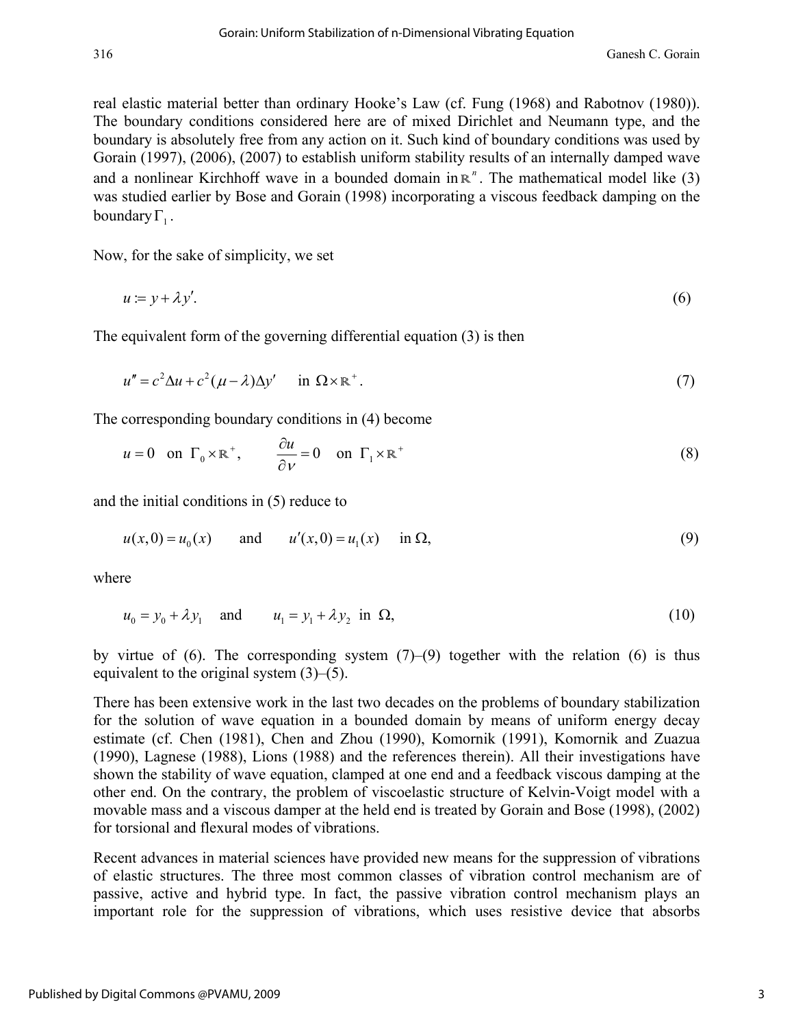real elastic material better than ordinary Hooke's Law (cf. Fung (1968) and Rabotnov (1980)). The boundary conditions considered here are of mixed Dirichlet and Neumann type, and the boundary is absolutely free from any action on it. Such kind of boundary conditions was used by Gorain (1997), (2006), (2007) to establish uniform stability results of an internally damped wave and a nonlinear Kirchhoff wave in a bounded domain in $\mathbb{R}^n$. The mathematical model like (3) was studied earlier by Bose and Gorain (1998) incorporating a viscous feedback damping on the boundary $\Gamma_1$.

Now, for the sake of simplicity, we set

$$u := y + \lambda y'. \tag{6}$$

The equivalent form of the governing differential equation (3) is then

$$u'' = c^2 \Delta u + c^2 (\mu - \lambda) \Delta y' \quad \text{ in } \Omega \times \mathbb{R}^+. \tag{7}$$

The corresponding boundary conditions in (4) become

$$u = 0 \quad \text{on } \Gamma_0 \times \mathbb{R}^+, \qquad \frac{\partial u}{\partial \nu} = 0 \quad \text{on } \Gamma_1 \times \mathbb{R}^+ \tag{8}$$

and the initial conditions in (5) reduce to

$$u(x,0) = u_0(x) \qquad \text{and} \qquad u'(x,0) = u_1(x) \quad \text{ in } \Omega, \tag{9}$$

where

$$u_0 = y_0 + \lambda y_1 \quad \text{ and } \qquad u_1 = y_1 + \lambda y_2 \ \text{ in } \Omega, \tag{10}$$

by virtue of (6). The corresponding system (7)–(9) together with the relation (6) is thus equivalent to the original system (3)–(5).

There has been extensive work in the last two decades on the problems of boundary stabilization for the solution of wave equation in a bounded domain by means of uniform energy decay estimate (cf. Chen (1981), Chen and Zhou (1990), Komornik (1991), Komornik and Zuazua (1990), Lagnese (1988), Lions (1988) and the references therein). All their investigations have shown the stability of wave equation, clamped at one end and a feedback viscous damping at the other end. On the contrary, the problem of viscoelastic structure of Kelvin-Voigt model with a movable mass and a viscous damper at the held end is treated by Gorain and Bose (1998), (2002) for torsional and flexural modes of vibrations.

Recent advances in material sciences have provided new means for the suppression of vibrations of elastic structures. The three most common classes of vibration control mechanism are of passive, active and hybrid type. In fact, the passive vibration control mechanism plays an important role for the suppression of vibrations, which uses resistive device that absorbs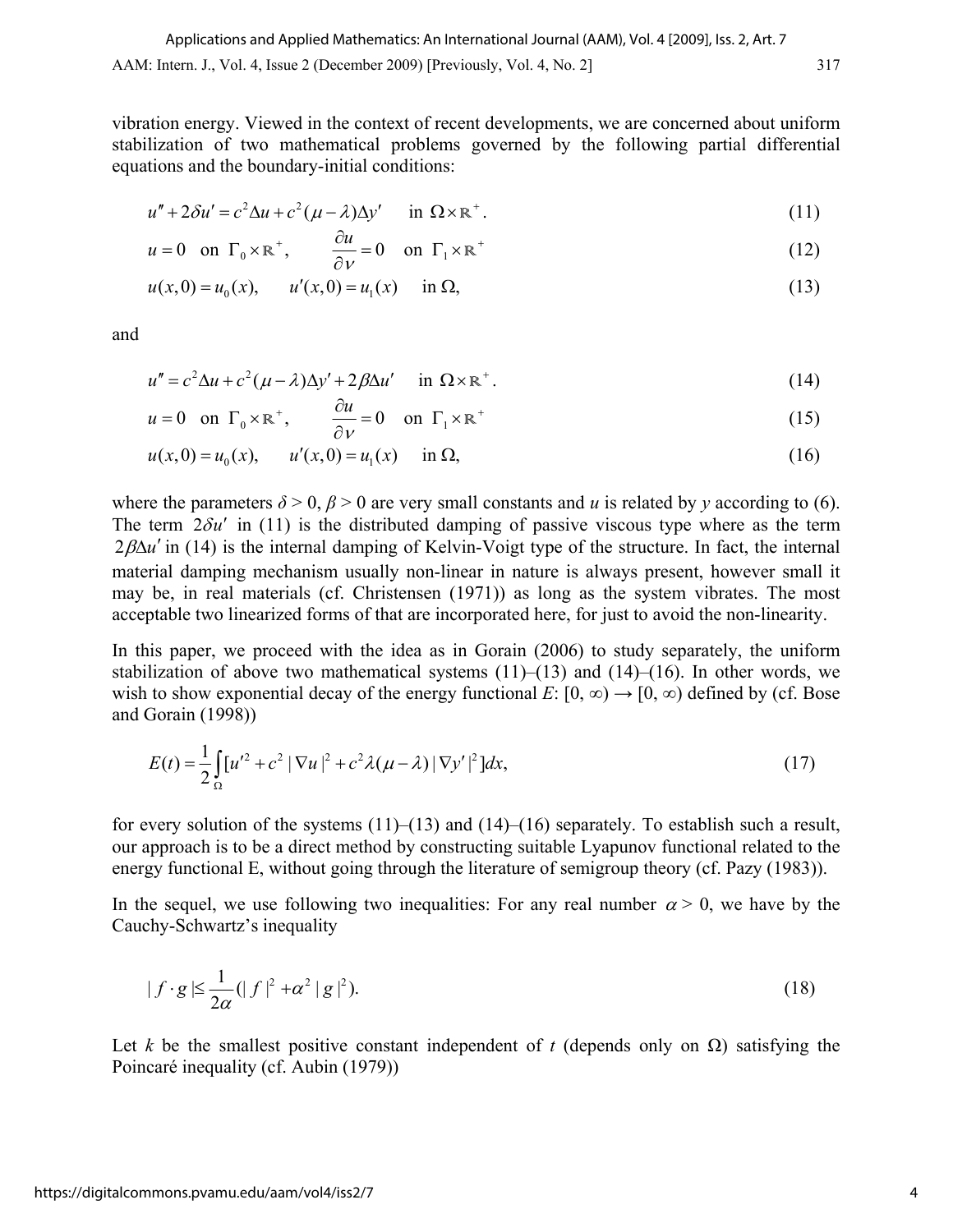vibration energy. Viewed in the context of recent developments, we are concerned about uniform stabilization of two mathematical problems governed by the following partial differential equations and the boundary-initial conditions:

$$u'' + 2\delta u' = c^2 \Delta u + c^2 (\mu - \lambda)\Delta y' \quad \text{ in } \Omega \times \mathbb{R}^+. \tag{11}$$

$$u = 0 \quad \text{on } \Gamma_0 \times \mathbb{R}^+, \qquad \frac{\partial u}{\partial \nu} = 0 \quad \text{on } \Gamma_1 \times \mathbb{R}^+ \tag{12}$$

$$u(x,0) = u_0(x), \qquad u'(x,0) = u_1(x) \quad \text{ in } \Omega, \tag{13}$$

and

$$u'' = c^2 \Delta u + c^2 (\mu - \lambda)\Delta y' + 2\beta \Delta u' \quad \text{ in } \Omega \times \mathbb{R}^+. \tag{14}$$

$$u = 0 \quad \text{on } \Gamma_0 \times \mathbb{R}^+, \qquad \frac{\partial u}{\partial \nu} = 0 \quad \text{on } \Gamma_1 \times \mathbb{R}^+ \tag{15}$$

$$u(x,0) = u_0(x), \qquad u'(x,0) = u_1(x) \quad \text{ in } \Omega, \tag{16}$$

where the parameters $\delta > 0$, $\beta > 0$ are very small constants and $u$ is related by $y$ according to (6). The term $2\delta u'$ in (11) is the distributed damping of passive viscous type where as the term $2\beta \Delta u'$ in (14) is the internal damping of Kelvin-Voigt type of the structure. In fact, the internal material damping mechanism usually non-linear in nature is always present, however small it may be, in real materials (cf. Christensen (1971)) as long as the system vibrates. The most acceptable two linearized forms of that are incorporated here, for just to avoid the non-linearity.

In this paper, we proceed with the idea as in Gorain (2006) to study separately, the uniform stabilization of above two mathematical systems (11)–(13) and (14)–(16). In other words, we wish to show exponential decay of the energy functional $E$: $[0, \infty) \rightarrow [0, \infty)$ defined by (cf. Bose and Gorain (1998))

$$E(t) = \frac{1}{2} \int_{\Omega} [u'^2 + c^2 |\nabla u|^2 + c^2 \lambda (\mu - \lambda) |\nabla y'|^2] dx, \tag{17}$$

for every solution of the systems (11)–(13) and (14)–(16) separately. To establish such a result, our approach is to be a direct method by constructing suitable Lyapunov functional related to the energy functional E, without going through the literature of semigroup theory (cf. Pazy (1983)).

In the sequel, we use following two inequalities: For any real number $\alpha > 0$, we have by the Cauchy-Schwartz's inequality

$$| f \cdot g | \leq \frac{1}{2\alpha} (| f |^2 + \alpha^2 | g |^2). \tag{18}$$

Let $k$ be the smallest positive constant independent of $t$ (depends only on $\Omega$) satisfying the Poincaré inequality (cf. Aubin (1979))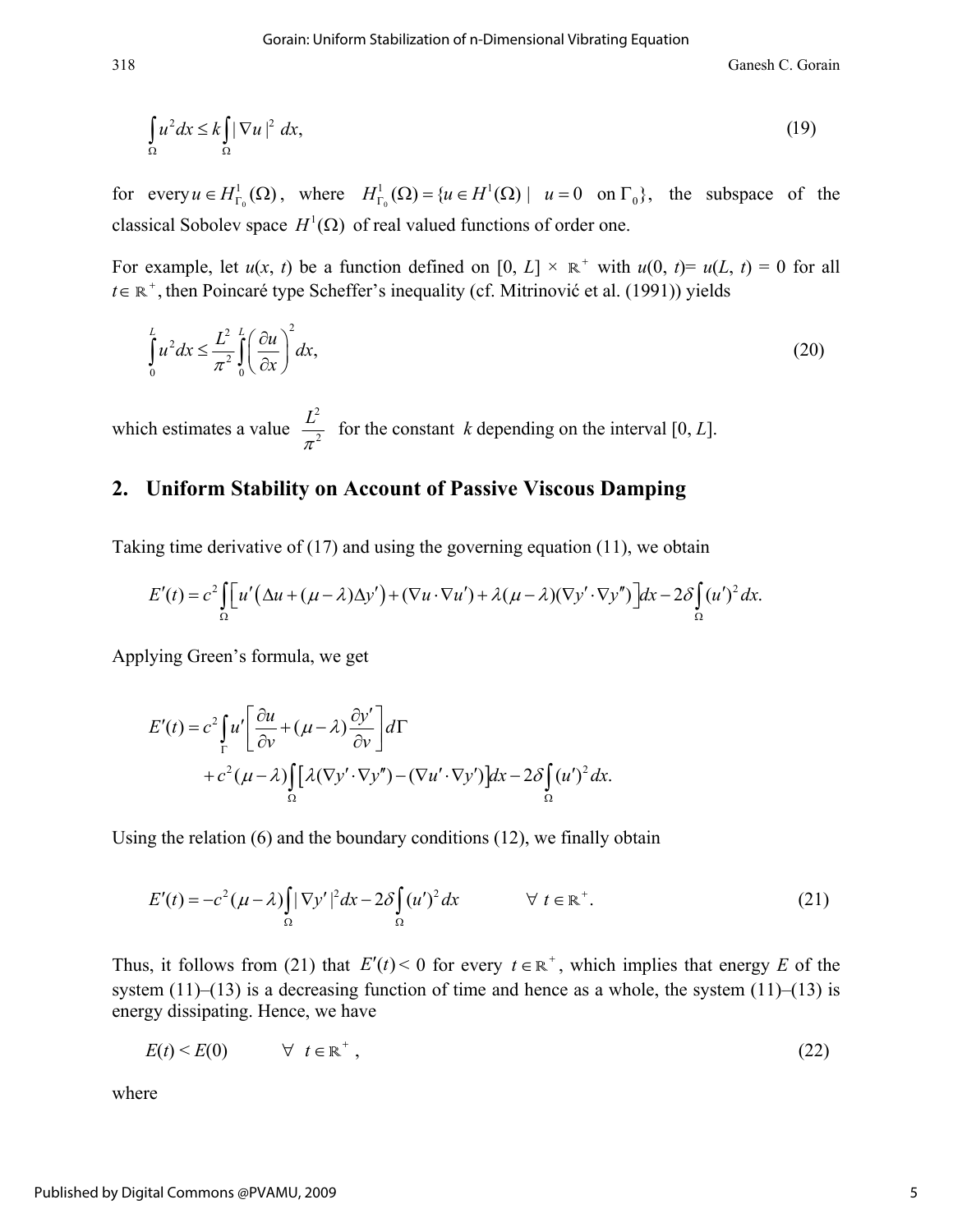$$\int_{\Omega} u^2 dx \le k \int_{\Omega} |\nabla u|^2 \, dx, \tag{19}$$

for every $u \in H^1_{\Gamma_0}(\Omega)$, where $H^1_{\Gamma_0}(\Omega) = \{u \in H^1(\Omega) \mid \ u = 0 \ \text{ on } \Gamma_0\}$, the subspace of the classical Sobolev space $H^1(\Omega)$ of real valued functions of order one.

For example, let $u(x, t)$ be a function defined on $[0, L] \times \mathbb{R}^+$ with $u(0, t) = u(L, t) = 0$ for all $t \in \mathbb{R}^+$, then Poincaré type Scheffer's inequality (cf. Mitrinović et al. (1991)) yields

$$\int_0^L u^2 dx \le \frac{L^2}{\pi^2} \int_0^L \left(\frac{\partial u}{\partial x}\right)^2 dx, \tag{20}$$

which estimates a value $\dfrac{L^2}{\pi^2}$ for the constant $k$ depending on the interval $[0, L]$.

## 2. Uniform Stability on Account of Passive Viscous Damping

Taking time derivative of (17) and using the governing equation (11), we obtain

$$E'(t) = c^2 \int_{\Omega} \left[ u'\left(\Delta u + (\mu - \lambda)\Delta y'\right) + (\nabla u \cdot \nabla u') + \lambda(\mu - \lambda)(\nabla y' \cdot \nabla y'') \right] dx - 2\delta \int_{\Omega} (u')^2 \, dx.$$

Applying Green's formula, we get

$$\begin{aligned} E'(t) &= c^2 \int_{\Gamma} u' \left[ \frac{\partial u}{\partial \nu} + (\mu - \lambda) \frac{\partial y'}{\partial \nu} \right] d\Gamma \\ &\quad + c^2 (\mu - \lambda) \int_{\Omega} \left[ \lambda(\nabla y' \cdot \nabla y'') - (\nabla u' \cdot \nabla y') \right] dx - 2\delta \int_{\Omega} (u')^2 \, dx. \end{aligned}$$

Using the relation (6) and the boundary conditions (12), we finally obtain

$$E'(t) = -c^2 (\mu - \lambda) \int_{\Omega} |\nabla y'|^2 dx - 2\delta \int_{\Omega} (u')^2 \, dx \qquad \forall \ t \in \mathbb{R}^+. \tag{21}$$

Thus, it follows from (21) that $E'(t) < 0$ for every $t \in \mathbb{R}^+$, which implies that energy $E$ of the system (11)–(13) is a decreasing function of time and hence as a whole, the system (11)–(13) is energy dissipating. Hence, we have

$$E(t) < E(0) \qquad \forall \ t \in \mathbb{R}^+, \tag{22}$$

where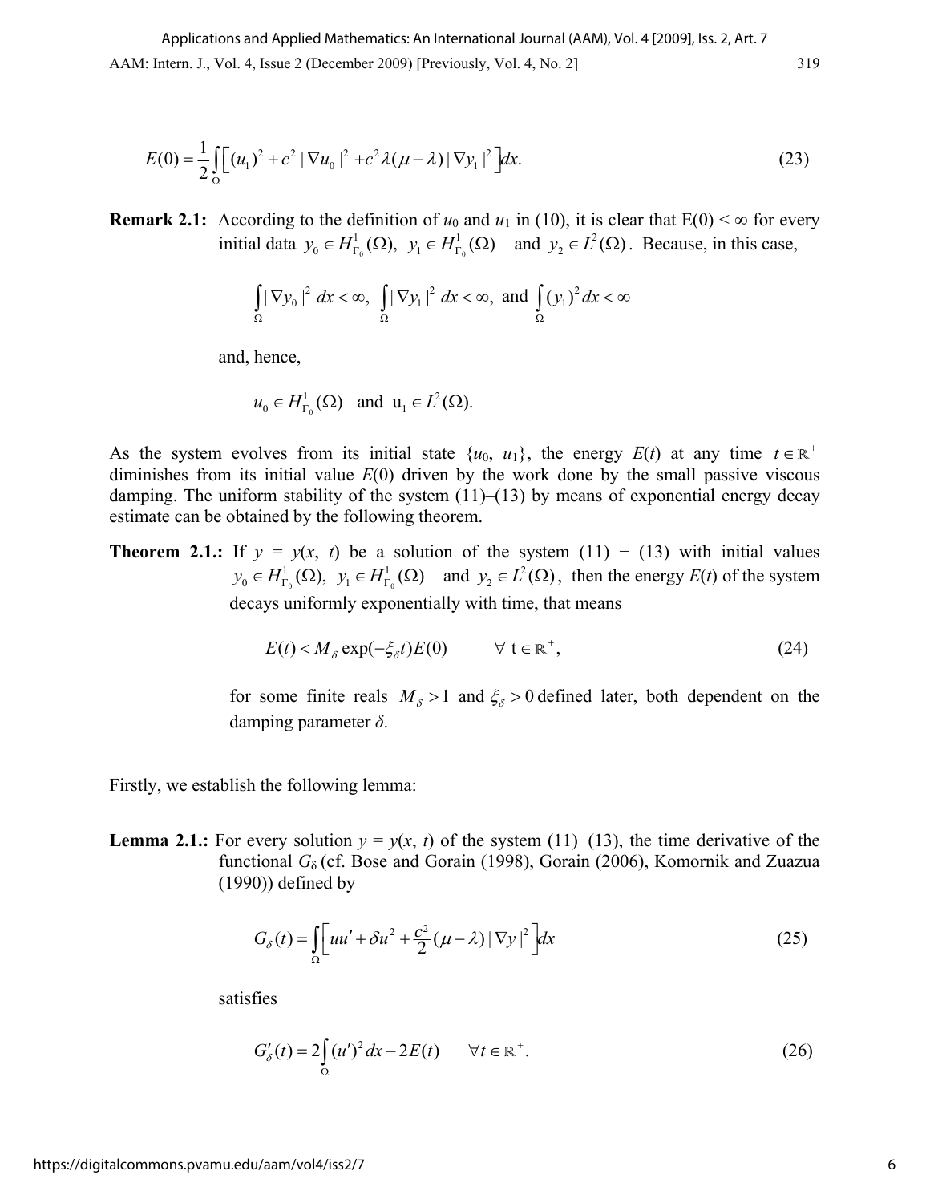$$E(0) = \frac{1}{2}\int_{\Omega}\Big[(u_1)^2 + c^2\,|\nabla u_0|^2 + c^2\lambda(\mu-\lambda)\,|\nabla y_1|^2\Big]dx. \tag{23}$$

**Remark 2.1:** According to the definition of $u_0$ and $u_1$ in (10), it is clear that $E(0) < \infty$ for every initial data $y_0 \in H^1_{\Gamma_0}(\Omega),\ y_1 \in H^1_{\Gamma_0}(\Omega)$ and $y_2 \in L^2(\Omega)$. Because, in this case,

$$\int_{\Omega}|\nabla y_0|^2\,dx < \infty,\ \int_{\Omega}|\nabla y_1|^2\,dx < \infty,\ \text{and}\ \int_{\Omega}(y_1)^2\,dx < \infty$$

and, hence,

$$u_0 \in H^1_{\Gamma_0}(\Omega)\ \text{ and }\ u_1 \in L^2(\Omega).$$

As the system evolves from its initial state $\{u_0, u_1\}$, the energy $E(t)$ at any time $t \in \mathbb{R}^+$ diminishes from its initial value $E(0)$ driven by the work done by the small passive viscous damping. The uniform stability of the system (11)–(13) by means of exponential energy decay estimate can be obtained by the following theorem.

**Theorem 2.1.:** If $y = y(x, t)$ be a solution of the system (11) − (13) with initial values $y_0 \in H^1_{\Gamma_0}(\Omega),\ y_1 \in H^1_{\Gamma_0}(\Omega)$ and $y_2 \in L^2(\Omega)$, then the energy $E(t)$ of the system decays uniformly exponentially with time, that means

$$E(t) < M_\delta \exp(-\xi_\delta t)E(0) \qquad \forall\ t \in \mathbb{R}^+, \tag{24}$$

for some finite reals $M_\delta > 1$ and $\xi_\delta > 0$ defined later, both dependent on the damping parameter $\delta$.

Firstly, we establish the following lemma:

**Lemma 2.1.:** For every solution $y = y(x, t)$ of the system (11)−(13), the time derivative of the functional $G_\delta$ (cf. Bose and Gorain (1998), Gorain (2006), Komornik and Zuazua (1990)) defined by

$$G_\delta(t) = \int_{\Omega}\Big[uu' + \delta u^2 + \frac{c^2}{2}(\mu-\lambda)\,|\nabla y|^2\Big]dx \tag{25}$$

satisfies

$$G'_\delta(t) = 2\int_{\Omega}(u')^2\,dx - 2E(t) \qquad \forall t \in \mathbb{R}^+. \tag{26}$$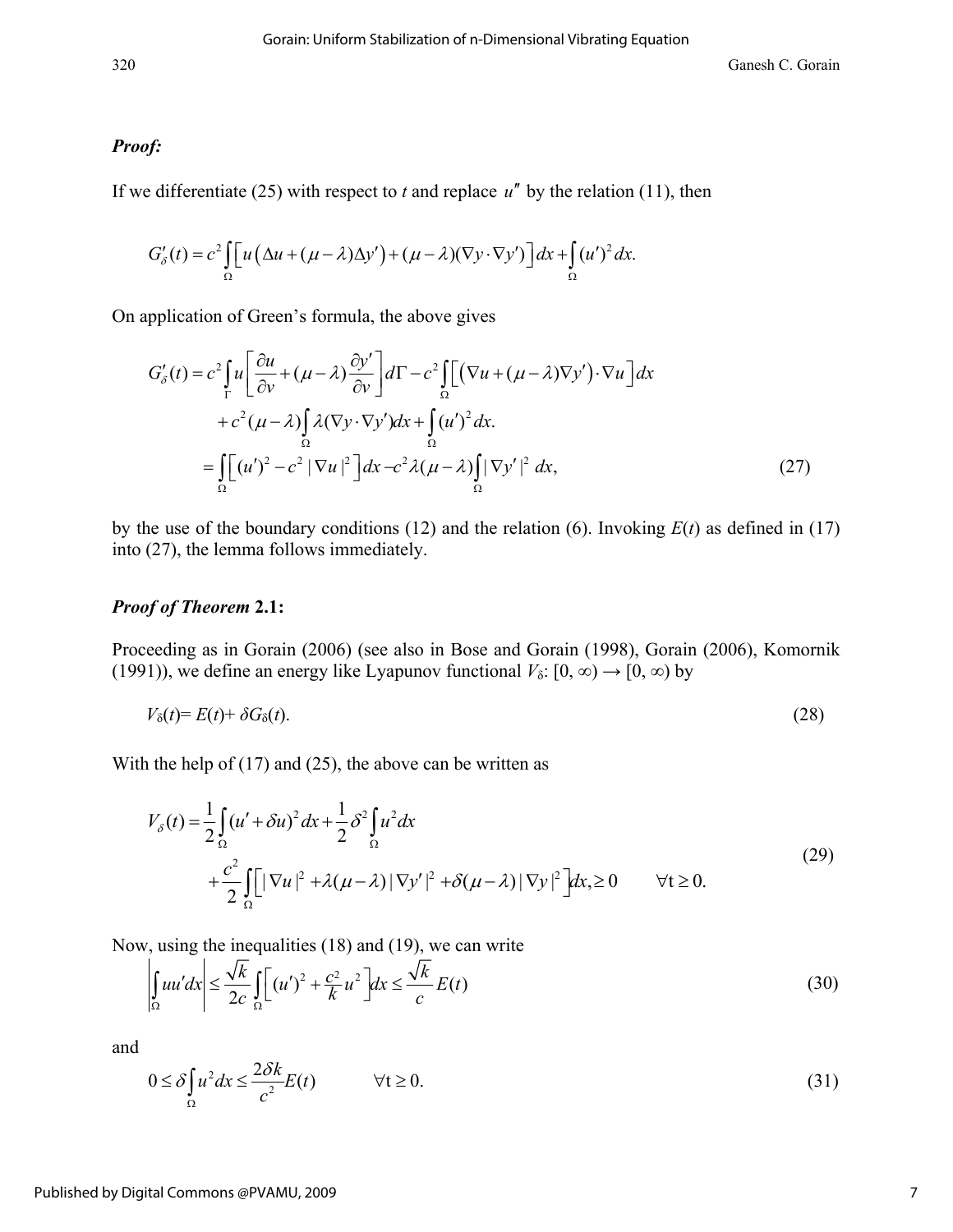***Proof:***

If we differentiate (25) with respect to *t* and replace $u''$ by the relation (11), then

$$G'_{\delta}(t) = c^2 \int_{\Omega} \left[ u\left(\Delta u + (\mu - \lambda)\Delta y'\right) + (\mu - \lambda)(\nabla y \cdot \nabla y') \right] dx + \int_{\Omega} (u')^2 dx.$$

On application of Green's formula, the above gives

$$\begin{aligned} G'_{\delta}(t) &= c^2 \int_{\Gamma} u \left[ \frac{\partial u}{\partial v} + (\mu - \lambda) \frac{\partial y'}{\partial v} \right] d\Gamma - c^2 \int_{\Omega} \left[ \left( \nabla u + (\mu - \lambda) \nabla y' \right) \cdot \nabla u \right] dx \\ &\quad + c^2 (\mu - \lambda) \int_{\Omega} \lambda (\nabla y \cdot \nabla y') dx + \int_{\Omega} (u')^2 dx. \\ &= \int_{\Omega} \left[ (u')^2 - c^2 |\nabla u|^2 \right] dx - c^2 \lambda (\mu - \lambda) \int_{\Omega} |\nabla y'|^2 \, dx, \end{aligned} \tag{27}$$

by the use of the boundary conditions (12) and the relation (6). Invoking $E(t)$ as defined in (17) into (27), the lemma follows immediately.

***Proof of Theorem* 2.1:**

Proceeding as in Gorain (2006) (see also in Bose and Gorain (1998), Gorain (2006), Komornik (1991)), we define an energy like Lyapunov functional $V_{\delta}$: $[0, \infty) \rightarrow [0, \infty)$ by

$$V_{\delta}(t) = E(t) + \delta G_{\delta}(t). \tag{28}$$

With the help of (17) and (25), the above can be written as

$$\begin{aligned} V_{\delta}(t) &= \frac{1}{2} \int_{\Omega} (u' + \delta u)^2 dx + \frac{1}{2} \delta^2 \int_{\Omega} u^2 dx \\ &\quad + \frac{c^2}{2} \int_{\Omega} \left[ |\nabla u|^2 + \lambda (\mu - \lambda) |\nabla y'|^2 + \delta (\mu - \lambda) |\nabla y|^2 \right] dx, \geq 0 \qquad \forall t \geq 0. \end{aligned} \tag{29}$$

Now, using the inequalities (18) and (19), we can write

$$\left| \int_{\Omega} u u' dx \right| \leq \frac{\sqrt{k}}{2c} \int_{\Omega} \left[ (u')^2 + \frac{c^2}{k} u^2 \right] dx \leq \frac{\sqrt{k}}{c} E(t) \tag{30}$$

and

$$0 \leq \delta \int_{\Omega} u^2 dx \leq \frac{2\delta k}{c^2} E(t) \qquad \forall t \geq 0. \tag{31}$$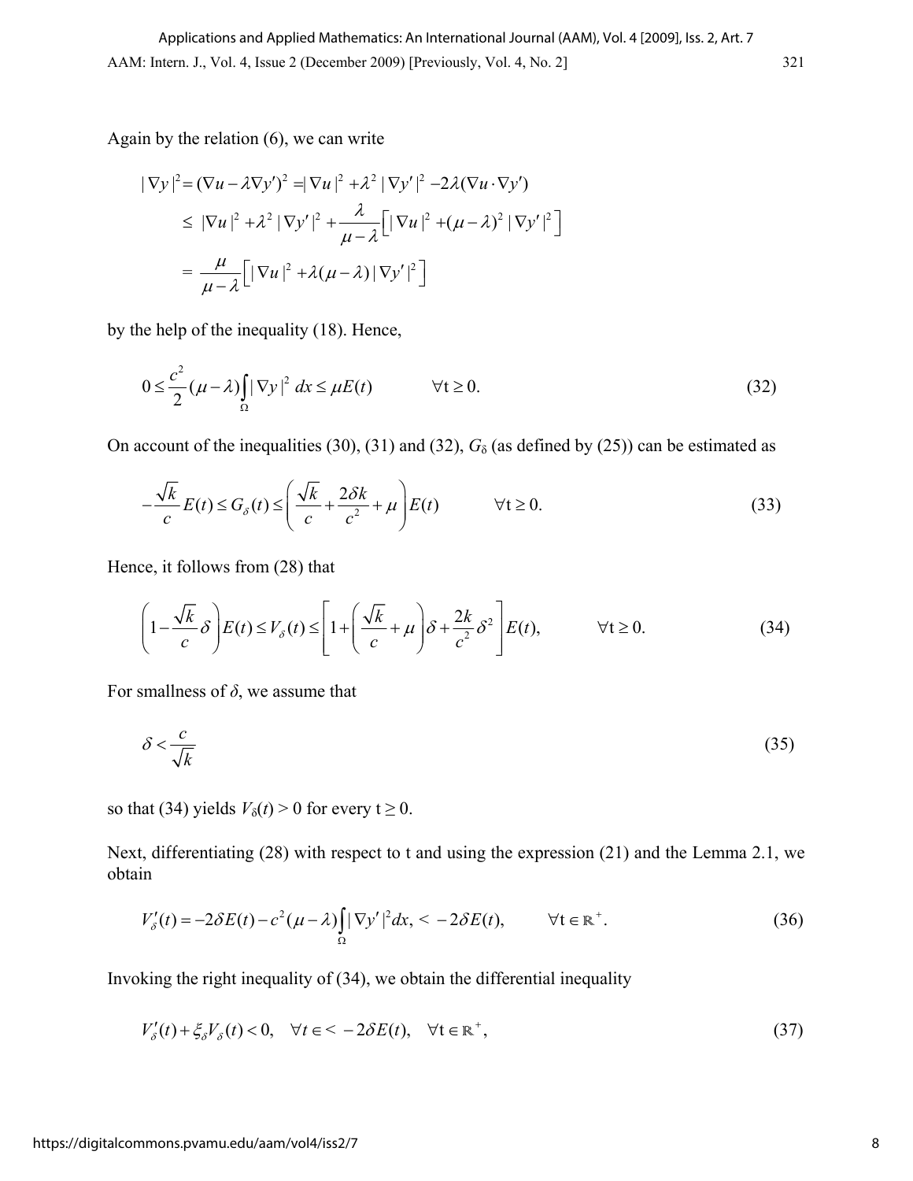Again by the relation (6), we can write

$$
\begin{aligned}
|\nabla y|^2 &= (\nabla u - \lambda \nabla y')^2 = |\nabla u|^2 + \lambda^2 |\nabla y'|^2 - 2\lambda(\nabla u \cdot \nabla y') \\
&\leq |\nabla u|^2 + \lambda^2 |\nabla y'|^2 + \frac{\lambda}{\mu - \lambda}\left[ |\nabla u|^2 + (\mu - \lambda)^2 |\nabla y'|^2 \right] \\
&= \frac{\mu}{\mu - \lambda}\left[ |\nabla u|^2 + \lambda(\mu - \lambda) |\nabla y'|^2 \right]
\end{aligned}
$$

by the help of the inequality (18). Hence,

$$
0 \leq \frac{c^2}{2}(\mu - \lambda) \int_\Omega |\nabla y|^2 \, dx \leq \mu E(t) \qquad \forall t \geq 0. \tag{32}
$$

On account of the inequalities (30), (31) and (32), $G_\delta$ (as defined by (25)) can be estimated as

$$
-\frac{\sqrt{k}}{c} E(t) \leq G_\delta(t) \leq \left( \frac{\sqrt{k}}{c} + \frac{2\delta k}{c^2} + \mu \right) E(t) \qquad \forall t \geq 0. \tag{33}
$$

Hence, it follows from (28) that

$$
\left(1 - \frac{\sqrt{k}}{c}\delta\right) E(t) \leq V_\delta(t) \leq \left[ 1 + \left( \frac{\sqrt{k}}{c} + \mu \right)\delta + \frac{2k}{c^2}\delta^2 \right] E(t), \qquad \forall t \geq 0. \tag{34}
$$

For smallness of $\delta$, we assume that

$$
\delta < \frac{c}{\sqrt{k}} \tag{35}
$$

so that (34) yields $V_\delta(t) > 0$ for every $t \geq 0$.

Next, differentiating (28) with respect to t and using the expression (21) and the Lemma 2.1, we obtain

$$
V'_\delta(t) = -2\delta E(t) - c^2(\mu - \lambda) \int_\Omega |\nabla y'|^2 dx, < -2\delta E(t), \qquad \forall t \in \mathbb{R}^+. \tag{36}
$$

Invoking the right inequality of (34), we obtain the differential inequality

$$
V'_\delta(t) + \xi_\delta V_\delta(t) < 0, \quad \forall t \in < -2\delta E(t), \quad \forall t \in \mathbb{R}^+, \tag{37}
$$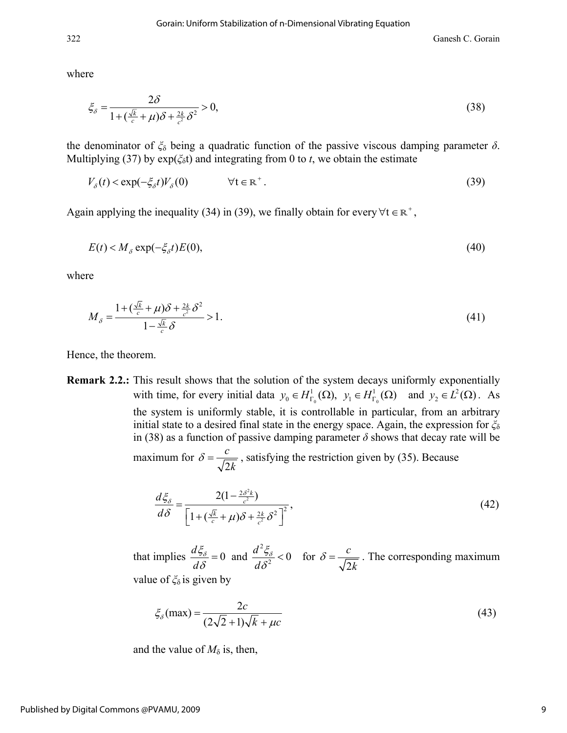where

$$\xi_\delta = \frac{2\delta}{1 + (\frac{\sqrt{k}}{c} + \mu)\delta + \frac{2k}{c^2}\delta^2} > 0, \tag{38}$$

the denominator of $\xi_\delta$ being a quadratic function of the passive viscous damping parameter $\delta$. Multiplying (37) by $\exp(\xi_\delta t)$ and integrating from 0 to $t$, we obtain the estimate

$$V_\delta(t) < \exp(-\xi_\delta t) V_\delta(0) \qquad \forall t \in \mathbb{R}^+. \tag{39}$$

Again applying the inequality (34) in (39), we finally obtain for every $\forall t \in \mathbb{R}^+$,

$$E(t) < M_\delta \exp(-\xi_\delta t) E(0), \tag{40}$$

where

$$M_\delta = \frac{1 + (\frac{\sqrt{k}}{c} + \mu)\delta + \frac{2k}{c^2}\delta^2}{1 - \frac{\sqrt{k}}{c}\delta} > 1. \tag{41}$$

Hence, the theorem.

**Remark 2.2.:** This result shows that the solution of the system decays uniformly exponentially with time, for every initial data $y_0 \in H^1_{\Gamma_0}(\Omega)$, $y_1 \in H^1_{\Gamma_0}(\Omega)$ and $y_2 \in L^2(\Omega)$. As the system is uniformly stable, it is controllable in particular, from an arbitrary initial state to a desired final state in the energy space. Again, the expression for $\xi_\delta$ in (38) as a function of passive damping parameter $\delta$ shows that decay rate will be maximum for $\delta = \frac{c}{\sqrt{2k}}$, satisfying the restriction given by (35). Because

$$\frac{d\xi_\delta}{d\delta} = \frac{2(1 - \frac{2\delta^2 k}{c^2})}{\left[1 + (\frac{\sqrt{k}}{c} + \mu)\delta + \frac{2k}{c^2}\delta^2\right]^2}, \tag{42}$$

that implies $\frac{d\xi_\delta}{d\delta} = 0$ and $\frac{d^2\xi_\delta}{d\delta^2} < 0$ for $\delta = \frac{c}{\sqrt{2k}}$. The corresponding maximum value of $\xi_\delta$ is given by

$$\xi_\delta(\max) = \frac{2c}{(2\sqrt{2} + 1)\sqrt{k} + \mu c} \tag{43}$$

and the value of $M_\delta$ is, then,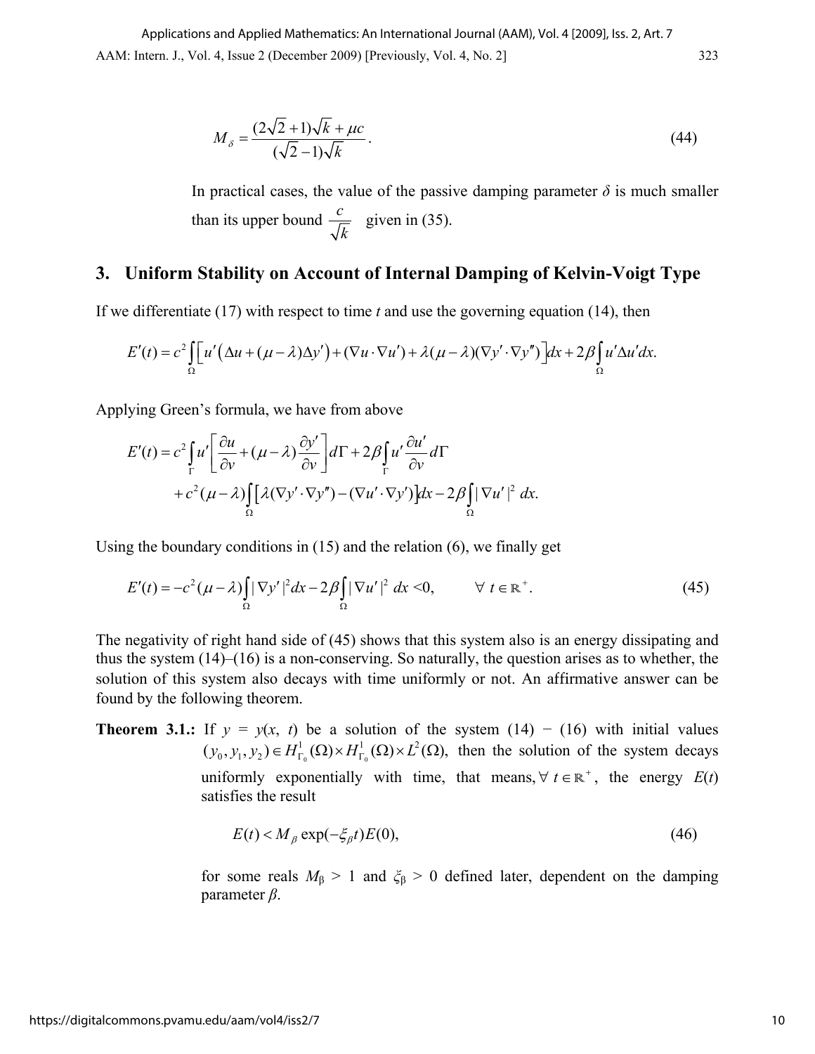$$M_{\delta} = \frac{(2\sqrt{2}+1)\sqrt{k}+\mu c}{(\sqrt{2}-1)\sqrt{k}}. \tag{44}$$

In practical cases, the value of the passive damping parameter $\delta$ is much smaller than its upper bound $\frac{c}{\sqrt{k}}$ given in (35).

## 3. Uniform Stability on Account of Internal Damping of Kelvin-Voigt Type

If we differentiate (17) with respect to time $t$ and use the governing equation (14), then

$$E'(t) = c^2 \int_{\Omega} \left[ u'\left(\Delta u + (\mu - \lambda)\Delta y'\right) + (\nabla u \cdot \nabla u') + \lambda(\mu - \lambda)(\nabla y' \cdot \nabla y'') \right] dx + 2\beta \int_{\Omega} u' \Delta u' dx.$$

Applying Green's formula, we have from above

$$\begin{aligned} E'(t) &= c^2 \int_{\Gamma} u' \left[ \frac{\partial u}{\partial v} + (\mu - \lambda)\frac{\partial y'}{\partial v} \right] d\Gamma + 2\beta \int_{\Gamma} u' \frac{\partial u'}{\partial v} d\Gamma \\ &\quad + c^2(\mu - \lambda)\int_{\Omega} \left[ \lambda(\nabla y' \cdot \nabla y'') - (\nabla u' \cdot \nabla y') \right] dx - 2\beta \int_{\Omega} |\nabla u'|^2 \, dx. \end{aligned}$$

Using the boundary conditions in (15) and the relation (6), we finally get

$$E'(t) = -c^2(\mu - \lambda)\int_{\Omega} |\nabla y'|^2 dx - 2\beta \int_{\Omega} |\nabla u'|^2 \, dx < 0, \qquad \forall \; t \in \mathbb{R}^+. \tag{45}$$

The negativity of right hand side of (45) shows that this system also is an energy dissipating and thus the system (14)–(16) is a non-conserving. So naturally, the question arises as to whether, the solution of this system also decays with time uniformly or not. An affirmative answer can be found by the following theorem.

**Theorem 3.1.:** If $y = y(x, t)$ be a solution of the system (14) − (16) with initial values $(y_0, y_1, y_2) \in H^1_{\Gamma_0}(\Omega) \times H^1_{\Gamma_0}(\Omega) \times L^2(\Omega)$, then the solution of the system decays uniformly exponentially with time, that means, $\forall \; t \in \mathbb{R}^+$, the energy $E(t)$ satisfies the result

$$E(t) < M_{\beta} \exp(-\xi_{\beta} t) E(0), \tag{46}$$

for some reals $M_{\beta} > 1$ and $\xi_{\beta} > 0$ defined later, dependent on the damping parameter $\beta$.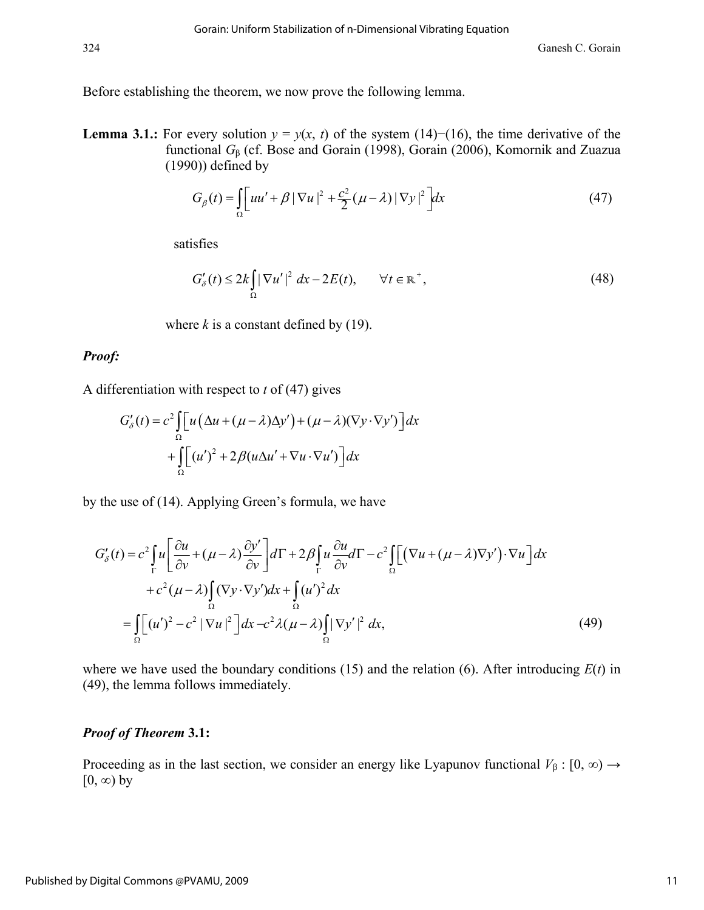Before establishing the theorem, we now prove the following lemma.

**Lemma 3.1.:** For every solution $y = y(x, t)$ of the system (14)−(16), the time derivative of the functional $G_\beta$ (cf. Bose and Gorain (1998), Gorain (2006), Komornik and Zuazua (1990)) defined by

$$G_\beta(t) = \int_\Omega \Big[ uu' + \beta |\nabla u|^2 + \frac{c^2}{2}(\mu - \lambda)|\nabla y|^2 \Big] dx \tag{47}$$

satisfies

$$G_\delta'(t) \le 2k \int_\Omega |\nabla u'|^2 \, dx - 2E(t), \qquad \forall t \in \mathbb{R}^+, \tag{48}$$

where $k$ is a constant defined by (19).

***Proof:***

A differentiation with respect to $t$ of (47) gives

$$\begin{aligned} G_\delta'(t) &= c^2 \int_\Omega \Big[ u\big(\Delta u + (\mu - \lambda)\Delta y'\big) + (\mu - \lambda)(\nabla y \cdot \nabla y') \Big] dx \\ &\quad + \int_\Omega \Big[ (u')^2 + 2\beta(u\Delta u' + \nabla u \cdot \nabla u') \Big] dx \end{aligned}$$

by the use of (14). Applying Green's formula, we have

$$\begin{aligned} G_\delta'(t) &= c^2 \int_\Gamma u \left[ \frac{\partial u}{\partial \nu} + (\mu - \lambda)\frac{\partial y'}{\partial \nu} \right] d\Gamma + 2\beta \int_\Gamma u \frac{\partial u}{\partial \nu} d\Gamma - c^2 \int_\Omega \Big[ \big(\nabla u + (\mu - \lambda)\nabla y'\big) \cdot \nabla u \Big] dx \\ &\quad + c^2(\mu - \lambda) \int_\Omega (\nabla y \cdot \nabla y') dx + \int_\Omega (u')^2 \, dx \\ &= \int_\Omega \Big[ (u')^2 - c^2 |\nabla u|^2 \Big] dx - c^2 \lambda(\mu - \lambda) \int_\Omega |\nabla y'|^2 \, dx, \end{aligned} \tag{49}$$

where we have used the boundary conditions (15) and the relation (6). After introducing $E(t)$ in (49), the lemma follows immediately.

***Proof of Theorem* 3.1:**

Proceeding as in the last section, we consider an energy like Lyapunov functional $V_\beta : [0, \infty) \to [0, \infty)$ by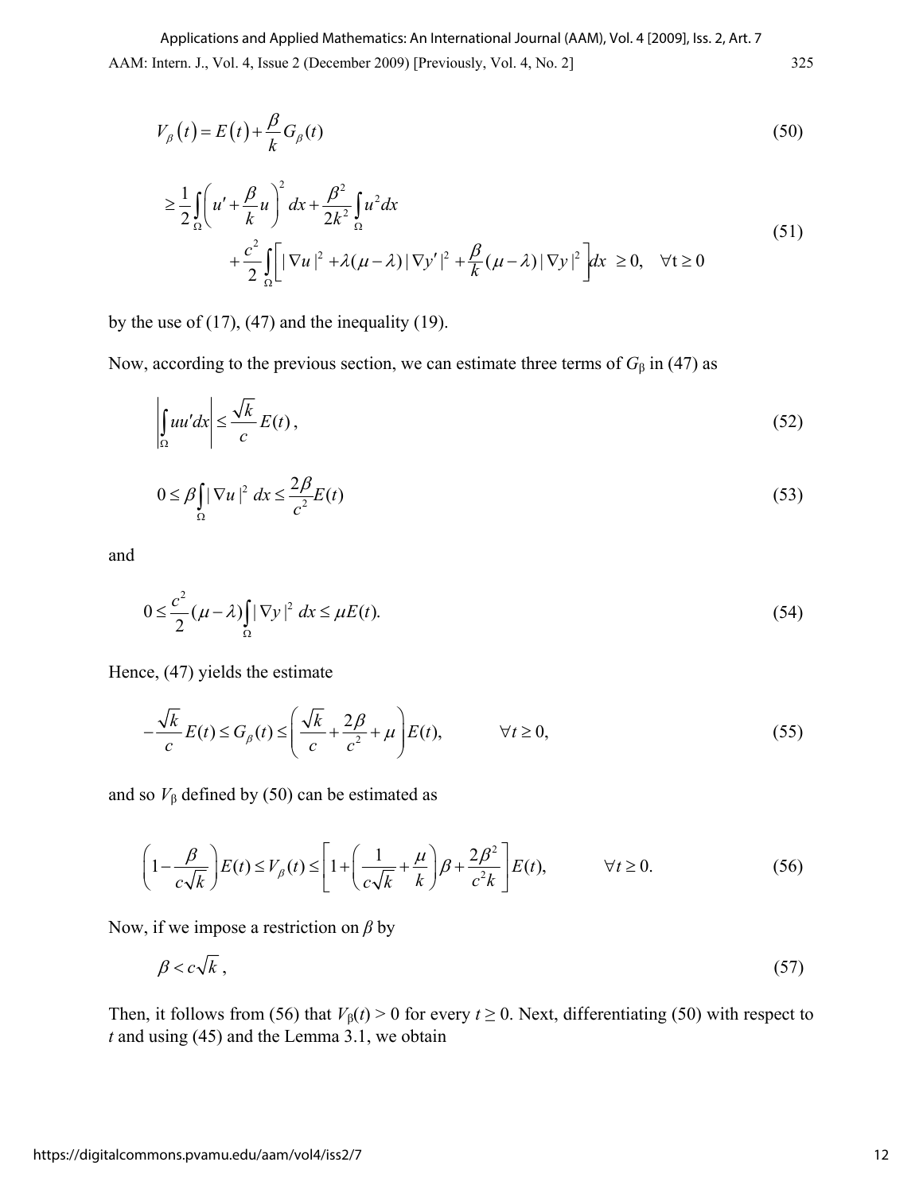$$V_\beta(t) = E(t) + \frac{\beta}{k} G_\beta(t) \tag{50}$$

$$\geq \frac{1}{2}\int_\Omega \left( u' + \frac{\beta}{k} u \right)^2 dx + \frac{\beta^2}{2k^2}\int_\Omega u^2 dx + \frac{c^2}{2}\int_\Omega \left[ |\nabla u|^2 + \lambda(\mu-\lambda)|\nabla y'|^2 + \frac{\beta}{k}(\mu-\lambda)|\nabla y|^2 \right] dx \geq 0, \quad \forall t \geq 0 \tag{51}$$

by the use of (17), (47) and the inequality (19).

Now, according to the previous section, we can estimate three terms of $G_\beta$ in (47) as

$$\left| \int_\Omega u u' dx \right| \leq \frac{\sqrt{k}}{c} E(t), \tag{52}$$

$$0 \leq \beta \int_\Omega |\nabla u|^2 \, dx \leq \frac{2\beta}{c^2} E(t) \tag{53}$$

and

$$0 \leq \frac{c^2}{2}(\mu - \lambda)\int_\Omega |\nabla y|^2 \, dx \leq \mu E(t). \tag{54}$$

Hence, (47) yields the estimate

$$-\frac{\sqrt{k}}{c} E(t) \leq G_\beta(t) \leq \left( \frac{\sqrt{k}}{c} + \frac{2\beta}{c^2} + \mu \right) E(t), \qquad \forall t \geq 0, \tag{55}$$

and so $V_\beta$ defined by (50) can be estimated as

$$\left( 1 - \frac{\beta}{c\sqrt{k}} \right) E(t) \leq V_\beta(t) \leq \left[ 1 + \left( \frac{1}{c\sqrt{k}} + \frac{\mu}{k} \right)\beta + \frac{2\beta^2}{c^2 k} \right] E(t), \qquad \forall t \geq 0. \tag{56}$$

Now, if we impose a restriction on $\beta$ by

$$\beta < c\sqrt{k}\,, \tag{57}$$

Then, it follows from (56) that $V_\beta(t) > 0$ for every $t \geq 0$. Next, differentiating (50) with respect to $t$ and using (45) and the Lemma 3.1, we obtain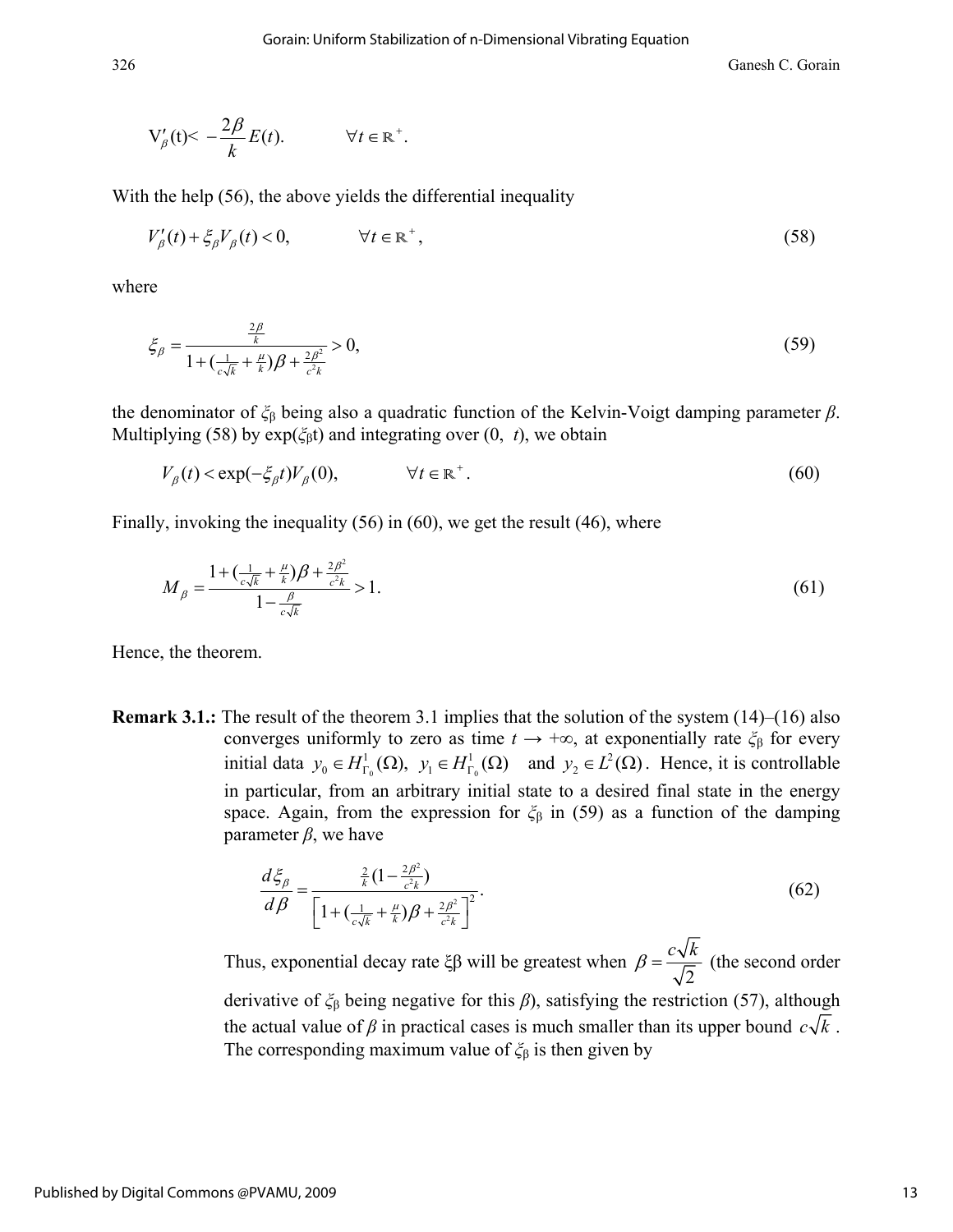$$V'_{\beta}(t) < -\frac{2\beta}{k}E(t). \qquad \forall t \in \mathbb{R}^{+}.$$

With the help (56), the above yields the differential inequality

$$V'_{\beta}(t) + \xi_{\beta}V_{\beta}(t) < 0, \qquad \forall t \in \mathbb{R}^{+}, \tag{58}$$

where

$$\xi_{\beta} = \frac{\frac{2\beta}{k}}{1 + (\frac{1}{c\sqrt{k}} + \frac{\mu}{k})\beta + \frac{2\beta^2}{c^2 k}} > 0, \tag{59}$$

the denominator of $\xi_{\beta}$ being also a quadratic function of the Kelvin-Voigt damping parameter $\beta$. Multiplying (58) by $\exp(\xi_{\beta}t)$ and integrating over $(0, t)$, we obtain

$$V_{\beta}(t) < \exp(-\xi_{\beta}t)V_{\beta}(0), \qquad \forall t \in \mathbb{R}^{+}. \tag{60}$$

Finally, invoking the inequality (56) in (60), we get the result (46), where

$$M_{\beta} = \frac{1 + (\frac{1}{c\sqrt{k}} + \frac{\mu}{k})\beta + \frac{2\beta^2}{c^2 k}}{1 - \frac{\beta}{c\sqrt{k}}} > 1. \tag{61}$$

Hence, the theorem.

**Remark 3.1.:** The result of the theorem 3.1 implies that the solution of the system (14)–(16) also converges uniformly to zero as time $t \to +\infty$, at exponentially rate $\xi_{\beta}$ for every initial data $y_0 \in H^1_{\Gamma_0}(\Omega)$, $y_1 \in H^1_{\Gamma_0}(\Omega)$ and $y_2 \in L^2(\Omega)$. Hence, it is controllable in particular, from an arbitrary initial state to a desired final state in the energy space. Again, from the expression for $\xi_{\beta}$ in (59) as a function of the damping parameter $\beta$, we have

$$\frac{d\xi_{\beta}}{d\beta} = \frac{\frac{2}{k}(1 - \frac{2\beta^2}{c^2 k})}{\left[1 + (\frac{1}{c\sqrt{k}} + \frac{\mu}{k})\beta + \frac{2\beta^2}{c^2 k}\right]^2}. \tag{62}$$

Thus, exponential decay rate $\xi_{\beta}$ will be greatest when $\beta = \frac{c\sqrt{k}}{\sqrt{2}}$ (the second order derivative of $\xi_{\beta}$ being negative for this $\beta$), satisfying the restriction (57), although the actual value of $\beta$ in practical cases is much smaller than its upper bound $c\sqrt{k}$. The corresponding maximum value of $\xi_{\beta}$ is then given by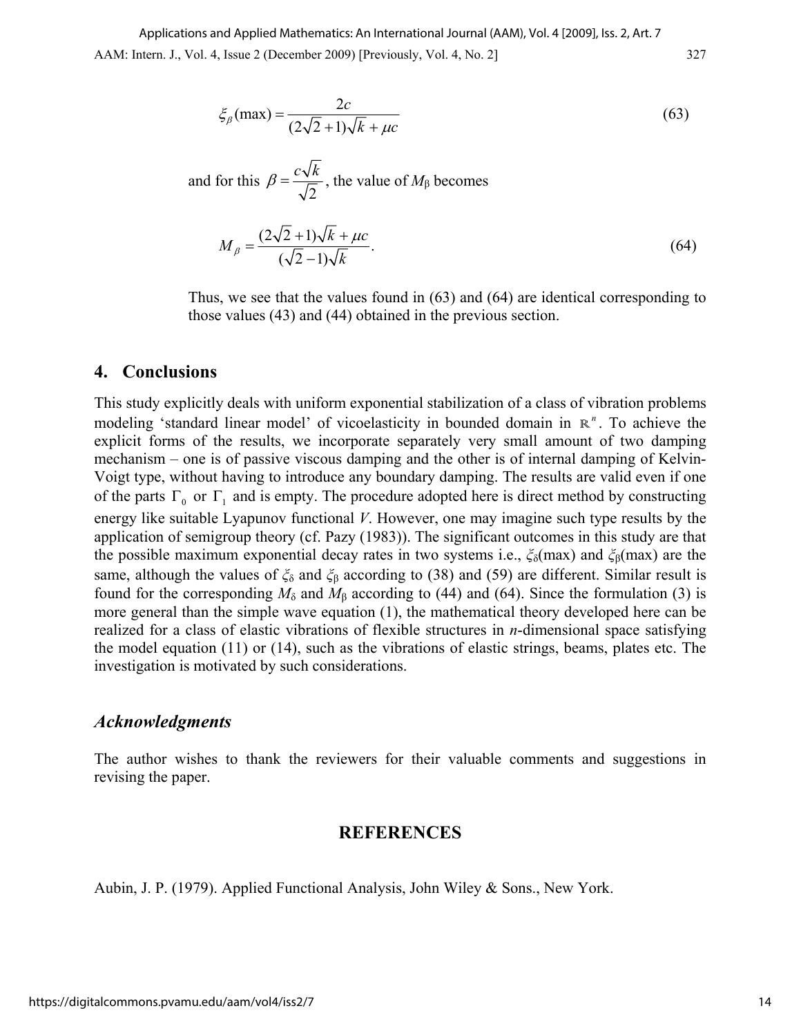$$\xi_\beta(\max) = \frac{2c}{(2\sqrt{2}+1)\sqrt{k}+\mu c} \tag{63}$$

and for this $\beta = \dfrac{c\sqrt{k}}{\sqrt{2}}$, the value of $M_\beta$ becomes

$$M_\beta = \frac{(2\sqrt{2}+1)\sqrt{k}+\mu c}{(\sqrt{2}-1)\sqrt{k}}. \tag{64}$$

Thus, we see that the values found in (63) and (64) are identical corresponding to those values (43) and (44) obtained in the previous section.

## 4. Conclusions

This study explicitly deals with uniform exponential stabilization of a class of vibration problems modeling 'standard linear model' of vicoelasticity in bounded domain in $\mathbb{R}^n$. To achieve the explicit forms of the results, we incorporate separately very small amount of two damping mechanism – one is of passive viscous damping and the other is of internal damping of Kelvin-Voigt type, without having to introduce any boundary damping. The results are valid even if one of the parts $\Gamma_0$ or $\Gamma_1$ and is empty. The procedure adopted here is direct method by constructing energy like suitable Lyapunov functional *V*. However, one may imagine such type results by the application of semigroup theory (cf. Pazy (1983)). The significant outcomes in this study are that the possible maximum exponential decay rates in two systems i.e., $\xi_\delta(\max)$ and $\xi_\beta(\max)$ are the same, although the values of $\xi_\delta$ and $\xi_\beta$ according to (38) and (59) are different. Similar result is found for the corresponding $M_\delta$ and $M_\beta$ according to (44) and (64). Since the formulation (3) is more general than the simple wave equation (1), the mathematical theory developed here can be realized for a class of elastic vibrations of flexible structures in *n*-dimensional space satisfying the model equation (11) or (14), such as the vibrations of elastic strings, beams, plates etc. The investigation is motivated by such considerations.

### *Acknowledgments*

The author wishes to thank the reviewers for their valuable comments and suggestions in revising the paper.

## REFERENCES

Aubin, J. P. (1979). Applied Functional Analysis, John Wiley & Sons., New York.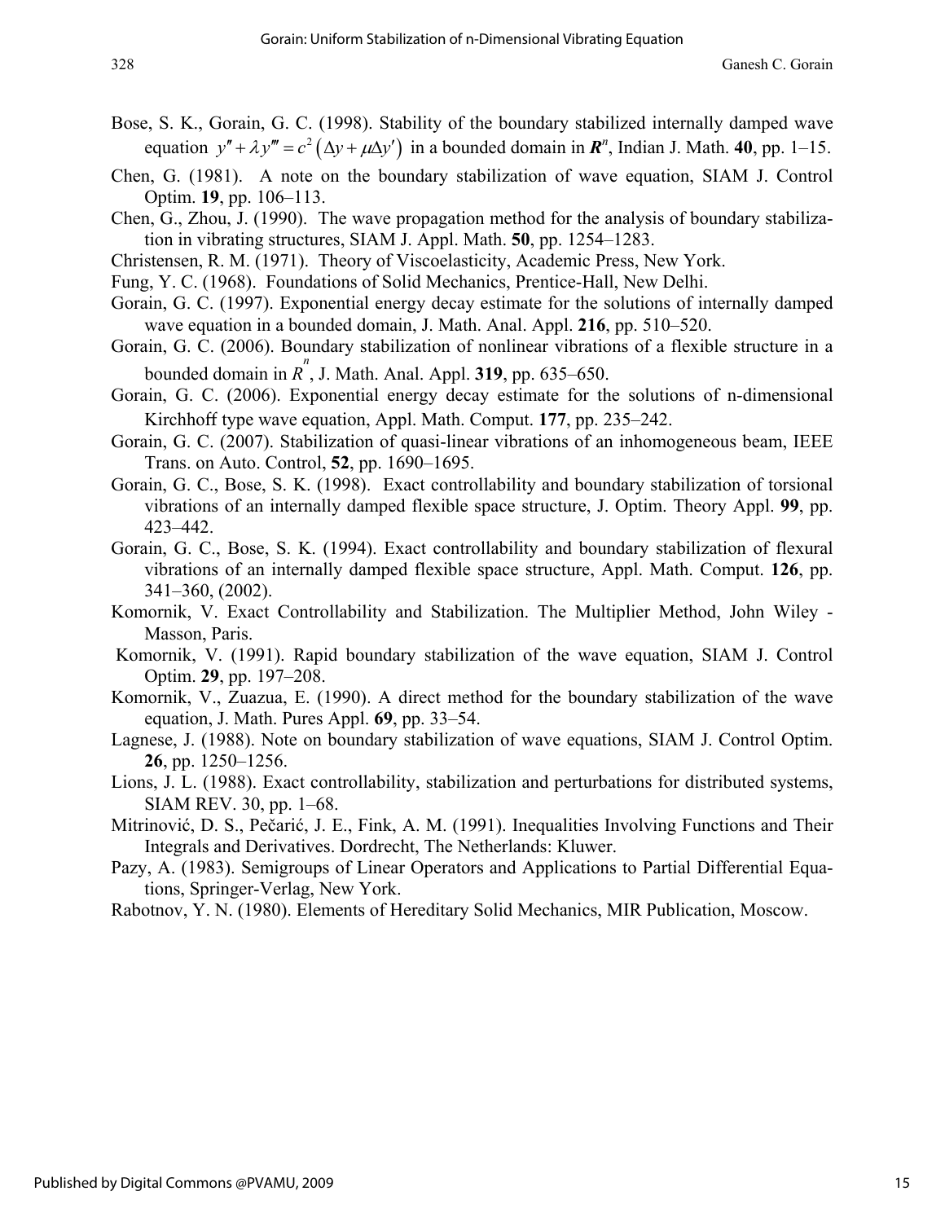Bose, S. K., Gorain, G. C. (1998). Stability of the boundary stabilized internally damped wave equation $y'' + \lambda y''' = c^2 \left( \Delta y + \mu \Delta y' \right)$ in a bounded domain in $\boldsymbol{R}^n$, Indian J. Math. **40**, pp. 1–15.

Chen, G. (1981). A note on the boundary stabilization of wave equation, SIAM J. Control Optim. **19**, pp. 106–113.

Chen, G., Zhou, J. (1990). The wave propagation method for the analysis of boundary stabilization in vibrating structures, SIAM J. Appl. Math. **50**, pp. 1254–1283.

Christensen, R. M. (1971). Theory of Viscoelasticity, Academic Press, New York.

Fung, Y. C. (1968). Foundations of Solid Mechanics, Prentice-Hall, New Delhi.

Gorain, G. C. (1997). Exponential energy decay estimate for the solutions of internally damped wave equation in a bounded domain, J. Math. Anal. Appl. **216**, pp. 510–520.

Gorain, G. C. (2006). Boundary stabilization of nonlinear vibrations of a flexible structure in a bounded domain in $R^n$, J. Math. Anal. Appl. **319**, pp. 635–650.

Gorain, G. C. (2006). Exponential energy decay estimate for the solutions of n-dimensional Kirchhoff type wave equation, Appl. Math. Comput. **177**, pp. 235–242.

Gorain, G. C. (2007). Stabilization of quasi-linear vibrations of an inhomogeneous beam, IEEE Trans. on Auto. Control, **52**, pp. 1690–1695.

Gorain, G. C., Bose, S. K. (1998). Exact controllability and boundary stabilization of torsional vibrations of an internally damped flexible space structure, J. Optim. Theory Appl. **99**, pp. 423–442.

Gorain, G. C., Bose, S. K. (1994). Exact controllability and boundary stabilization of flexural vibrations of an internally damped flexible space structure, Appl. Math. Comput. **126**, pp. 341–360, (2002).

Komornik, V. Exact Controllability and Stabilization. The Multiplier Method, John Wiley - Masson, Paris.

Komornik, V. (1991). Rapid boundary stabilization of the wave equation, SIAM J. Control Optim. **29**, pp. 197–208.

Komornik, V., Zuazua, E. (1990). A direct method for the boundary stabilization of the wave equation, J. Math. Pures Appl. **69**, pp. 33–54.

Lagnese, J. (1988). Note on boundary stabilization of wave equations, SIAM J. Control Optim. **26**, pp. 1250–1256.

Lions, J. L. (1988). Exact controllability, stabilization and perturbations for distributed systems, SIAM REV. 30, pp. 1–68.

Mitrinović, D. S., Pečarić, J. E., Fink, A. M. (1991). Inequalities Involving Functions and Their Integrals and Derivatives. Dordrecht, The Netherlands: Kluwer.

Pazy, A. (1983). Semigroups of Linear Operators and Applications to Partial Differential Equations, Springer-Verlag, New York.

Rabotnov, Y. N. (1980). Elements of Hereditary Solid Mechanics, MIR Publication, Moscow.